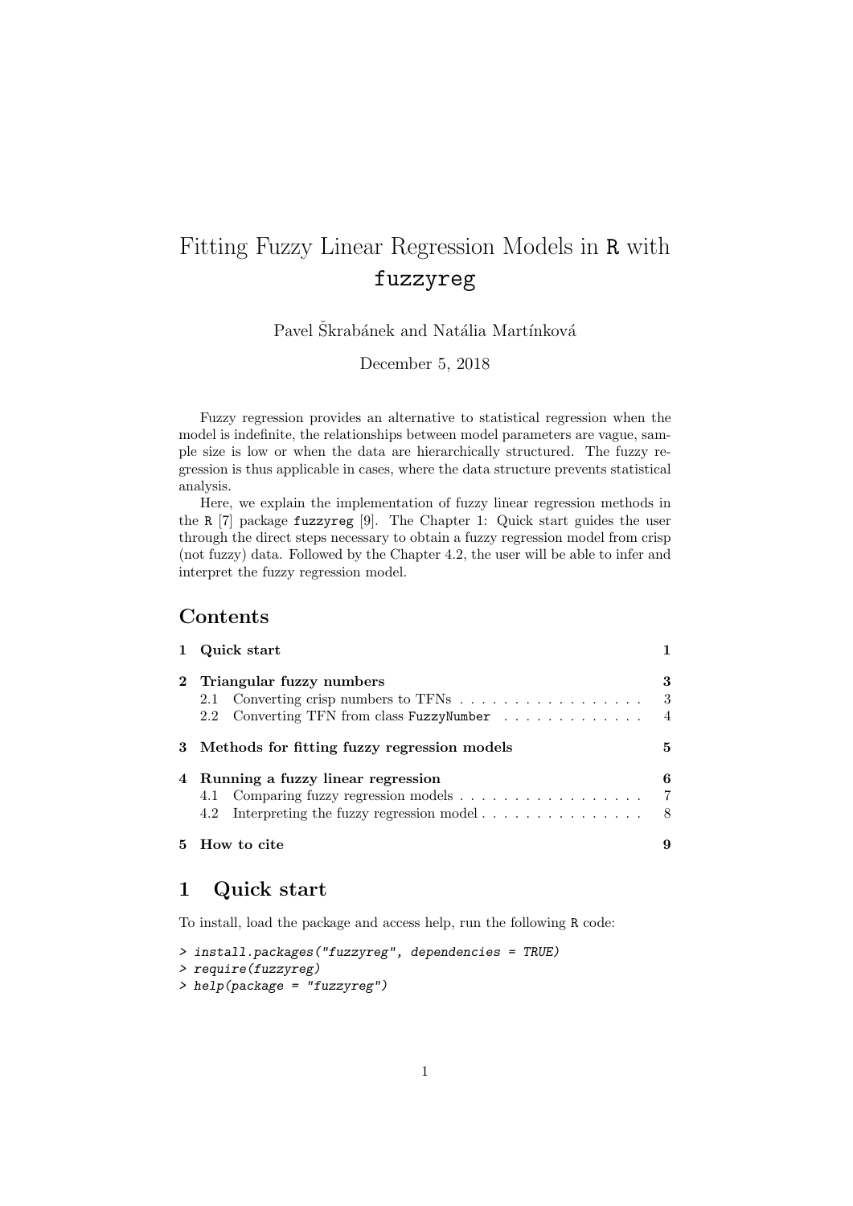# Fitting Fuzzy Linear Regression Models in R with fuzzyreg

Pavel Škrabánek and Natália Martínková

December 5, 2018

Fuzzy regression provides an alternative to statistical regression when the model is indefinite, the relationships between model parameters are vague, sample size is low or when the data are hierarchically structured. The fuzzy regression is thus applicable in cases, where the data structure prevents statistical analysis.

Here, we explain the implementation of fuzzy linear regression methods in the R [7] package fuzzyreg [9]. The Chapter 1: Quick start guides the user through the direct steps necessary to obtain a fuzzy regression model from crisp (not fuzzy) data. Followed by the Chapter 4.2, the user will be able to infer and interpret the fuzzy regression model.

## Contents

- 1 Quick start — 1
- 2 Triangular fuzzy numbers — 3
  - 2.1 Converting crisp numbers to TFNs — 3
  - 2.2 Converting TFN from class FuzzyNumber — 4
- 3 Methods for fitting fuzzy regression models — 5
- 4 Running a fuzzy linear regression — 6
  - 4.1 Comparing fuzzy regression models — 7
  - 4.2 Interpreting the fuzzy regression model — 8
- 5 How to cite — 9

## 1 Quick start

To install, load the package and access help, run the following R code:

```
> install.packages("fuzzyreg", dependencies = TRUE)
> require(fuzzyreg)
> help(package = "fuzzyreg")
```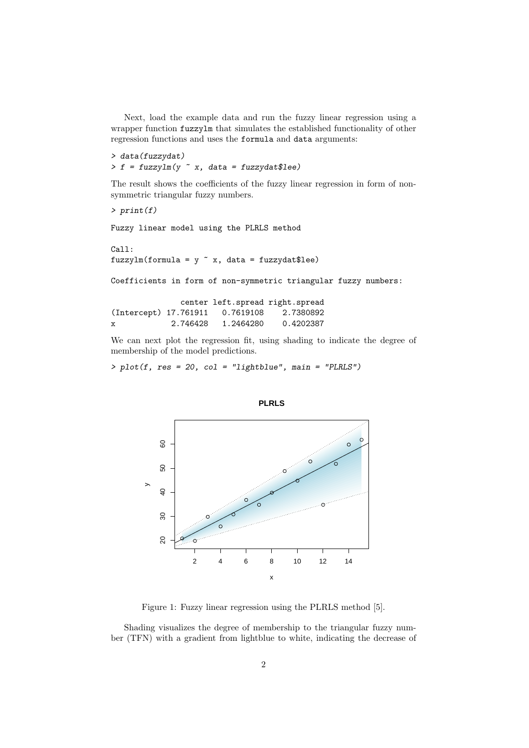Next, load the example data and run the fuzzy linear regression using a wrapper function `fuzzylm` that simulates the established functionality of other regression functions and uses the `formula` and `data` arguments:

```
> data(fuzzydat)
> f = fuzzylm(y ~ x, data = fuzzydat$lee)
```

The result shows the coefficients of the fuzzy linear regression in form of non-symmetric triangular fuzzy numbers.

```
> print(f)

Fuzzy linear model using the PLRLS method

Call:
fuzzylm(formula = y ~ x, data = fuzzydat$lee)

Coefficients in form of non-symmetric triangular fuzzy numbers:

               center left.spread right.spread
(Intercept) 17.761911   0.7619108    2.7380892
x            2.746428   1.2464280    0.4202387
```

We can next plot the regression fit, using shading to indicate the degree of membership of the model predictions.

```
> plot(f, res = 20, col = "lightblue", main = "PLRLS")
```

Figure 1: Fuzzy linear regression using the PLRLS method [5].

Shading visualizes the degree of membership to the triangular fuzzy number (TFN) with a gradient from lightblue to white, indicating the decrease of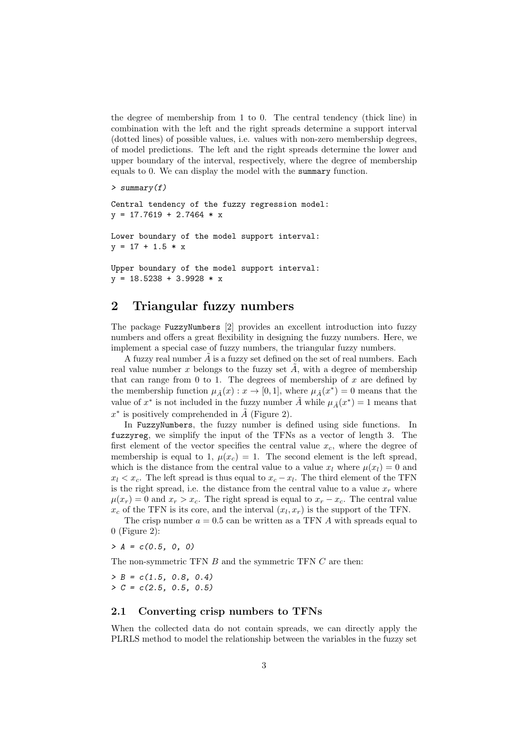the degree of membership from 1 to 0. The central tendency (thick line) in combination with the left and the right spreads determine a support interval (dotted lines) of possible values, i.e. values with non-zero membership degrees, of model predictions. The left and the right spreads determine the lower and upper boundary of the interval, respectively, where the degree of membership equals to 0. We can display the model with the `summary` function.

```
> summary(f)

Central tendency of the fuzzy regression model:
y = 17.7619 + 2.7464 * x

Lower boundary of the model support interval:
y = 17 + 1.5 * x

Upper boundary of the model support interval:
y = 18.5238 + 3.9928 * x
```

## 2 Triangular fuzzy numbers

The package `FuzzyNumbers` [2] provides an excellent introduction into fuzzy numbers and offers a great flexibility in designing the fuzzy numbers. Here, we implement a special case of fuzzy numbers, the triangular fuzzy numbers.

A fuzzy real number $\tilde{A}$ is a fuzzy set defined on the set of real numbers. Each real value number $x$ belongs to the fuzzy set $\tilde{A}$, with a degree of membership that can range from 0 to 1. The degrees of membership of $x$ are defined by the membership function $\mu_{\tilde{A}}(x) : x \to [0, 1]$, where $\mu_{\tilde{A}}(x^*) = 0$ means that the value of $x^*$ is not included in the fuzzy number $\tilde{A}$ while $\mu_{\tilde{A}}(x^*) = 1$ means that $x^*$ is positively comprehended in $\tilde{A}$ (Figure 2).

In `FuzzyNumbers`, the fuzzy number is defined using side functions. In `fuzzyreg`, we simplify the input of the TFNs as a vector of length 3. The first element of the vector specifies the central value $x_c$, where the degree of membership is equal to 1, $\mu(x_c) = 1$. The second element is the left spread, which is the distance from the central value to a value $x_l$ where $\mu(x_l) = 0$ and $x_l < x_c$. The left spread is thus equal to $x_c - x_l$. The third element of the TFN is the right spread, i.e. the distance from the central value to a value $x_r$ where $\mu(x_r) = 0$ and $x_r > x_c$. The right spread is equal to $x_r - x_c$. The central value $x_c$ of the TFN is its core, and the interval $(x_l, x_r)$ is the support of the TFN.

The crisp number $a = 0.5$ can be written as a TFN $A$ with spreads equal to 0 (Figure 2):

```
> A = c(0.5, 0, 0)
```

The non-symmetric TFN $B$ and the symmetric TFN $C$ are then:

```
> B = c(1.5, 0.8, 0.4)
> C = c(2.5, 0.5, 0.5)
```

### 2.1 Converting crisp numbers to TFNs

When the collected data do not contain spreads, we can directly apply the PLRLS method to model the relationship between the variables in the fuzzy set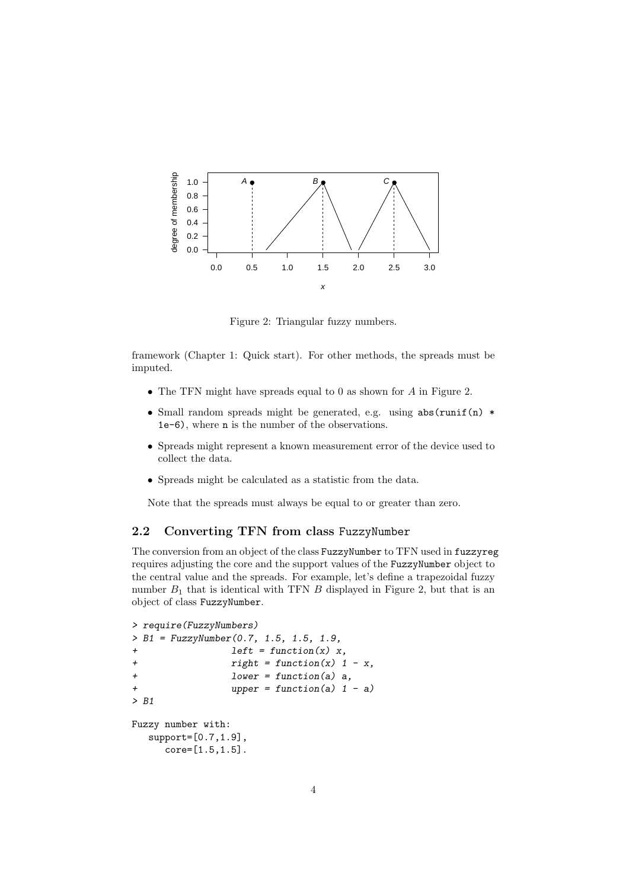Figure 2: Triangular fuzzy numbers.

framework (Chapter 1: Quick start). For other methods, the spreads must be imputed.

- The TFN might have spreads equal to 0 as shown for $A$ in Figure 2.
- Small random spreads might be generated, e.g. using `abs(runif(n) * 1e-6)`, where `n` is the number of the observations.
- Spreads might represent a known measurement error of the device used to collect the data.
- Spreads might be calculated as a statistic from the data.

Note that the spreads must always be equal to or greater than zero.

## 2.2 Converting TFN from class FuzzyNumber

The conversion from an object of the class FuzzyNumber to TFN used in fuzzyreg requires adjusting the core and the support values of the FuzzyNumber object to the central value and the spreads. For example, let's define a trapezoidal fuzzy number $B_1$ that is identical with TFN $B$ displayed in Figure 2, but that is an object of class FuzzyNumber.

```
> require(FuzzyNumbers)
> B1 = FuzzyNumber(0.7, 1.5, 1.5, 1.9,
+                 left = function(x) x,
+                 right = function(x) 1 - x,
+                 lower = function(a) a,
+                 upper = function(a) 1 - a)
> B1

Fuzzy number with:
   support=[0.7,1.9],
      core=[1.5,1.5].
```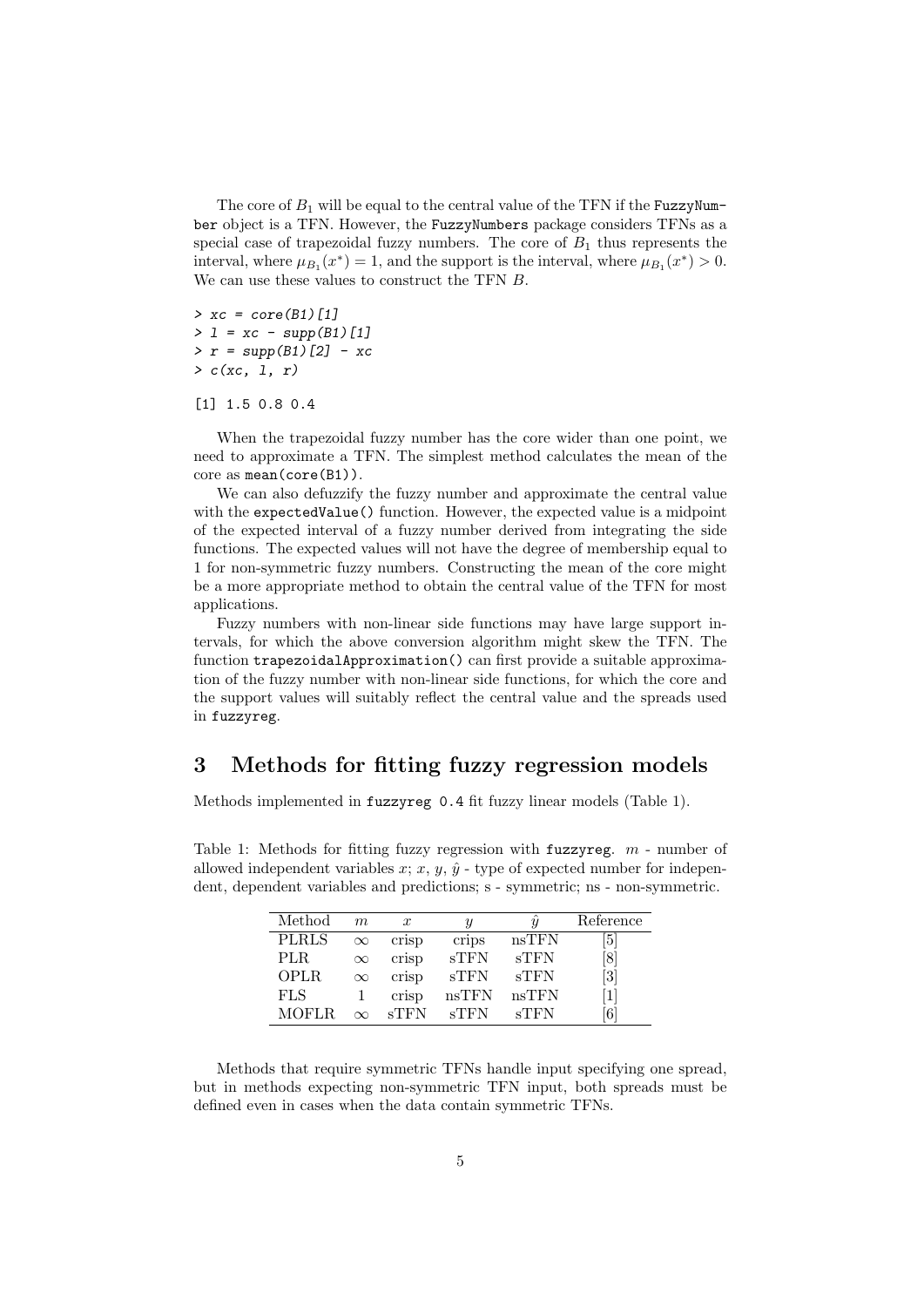The core of $B_1$ will be equal to the central value of the TFN if the `FuzzyNumber` object is a TFN. However, the `FuzzyNumbers` package considers TFNs as a special case of trapezoidal fuzzy numbers. The core of $B_1$ thus represents the interval, where $\mu_{B_1}(x^*) = 1$, and the support is the interval, where $\mu_{B_1}(x^*) > 0$. We can use these values to construct the TFN $B$.

```
> xc = core(B1)[1]
> l = xc - supp(B1)[1]
> r = supp(B1)[2] - xc
> c(xc, l, r)

[1] 1.5 0.8 0.4
```

When the trapezoidal fuzzy number has the core wider than one point, we need to approximate a TFN. The simplest method calculates the mean of the core as `mean(core(B1))`.

We can also defuzzify the fuzzy number and approximate the central value with the `expectedValue()` function. However, the expected value is a midpoint of the expected interval of a fuzzy number derived from integrating the side functions. The expected values will not have the degree of membership equal to 1 for non-symmetric fuzzy numbers. Constructing the mean of the core might be a more appropriate method to obtain the central value of the TFN for most applications.

Fuzzy numbers with non-linear side functions may have large support intervals, for which the above conversion algorithm might skew the TFN. The function `trapezoidalApproximation()` can first provide a suitable approximation of the fuzzy number with non-linear side functions, for which the core and the support values will suitably reflect the central value and the spreads used in `fuzzyreg`.

## 3 Methods for fitting fuzzy regression models

Methods implemented in `fuzzyreg 0.4` fit fuzzy linear models (Table 1).

Table 1: Methods for fitting fuzzy regression with `fuzzyreg`. $m$ - number of allowed independent variables $x$; $x$, $y$, $\hat{y}$ - type of expected number for independent, dependent variables and predictions; s - symmetric; ns - non-symmetric.

| Method | $m$ | $x$ | $y$ | $\hat{y}$ | Reference |
|---|---|---|---|---|---|
| PLRLS | $\infty$ | crisp | crips | nsTFN | [5] |
| PLR | $\infty$ | crisp | sTFN | sTFN | [8] |
| OPLR | $\infty$ | crisp | sTFN | sTFN | [3] |
| FLS | 1 | crisp | nsTFN | nsTFN | [1] |
| MOFLR | $\infty$ | sTFN | sTFN | sTFN | [6] |

Methods that require symmetric TFNs handle input specifying one spread, but in methods expecting non-symmetric TFN input, both spreads must be defined even in cases when the data contain symmetric TFNs.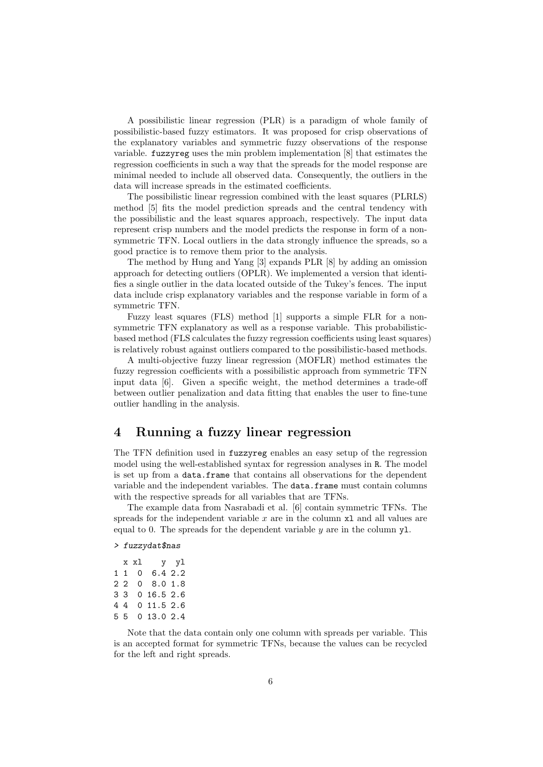A possibilistic linear regression (PLR) is a paradigm of whole family of possibilistic-based fuzzy estimators. It was proposed for crisp observations of the explanatory variables and symmetric fuzzy observations of the response variable. `fuzzyreg` uses the min problem implementation [8] that estimates the regression coefficients in such a way that the spreads for the model response are minimal needed to include all observed data. Consequently, the outliers in the data will increase spreads in the estimated coefficients.

The possibilistic linear regression combined with the least squares (PLRLS) method [5] fits the model prediction spreads and the central tendency with the possibilistic and the least squares approach, respectively. The input data represent crisp numbers and the model predicts the response in form of a non-symmetric TFN. Local outliers in the data strongly influence the spreads, so a good practice is to remove them prior to the analysis.

The method by Hung and Yang [3] expands PLR [8] by adding an omission approach for detecting outliers (OPLR). We implemented a version that identifies a single outlier in the data located outside of the Tukey's fences. The input data include crisp explanatory variables and the response variable in form of a symmetric TFN.

Fuzzy least squares (FLS) method [1] supports a simple FLR for a non-symmetric TFN explanatory as well as a response variable. This probabilistic-based method (FLS calculates the fuzzy regression coefficients using least squares) is relatively robust against outliers compared to the possibilistic-based methods.

A multi-objective fuzzy linear regression (MOFLR) method estimates the fuzzy regression coefficients with a possibilistic approach from symmetric TFN input data [6]. Given a specific weight, the method determines a trade-off between outlier penalization and data fitting that enables the user to fine-tune outlier handling in the analysis.

# 4 Running a fuzzy linear regression

The TFN definition used in `fuzzyreg` enables an easy setup of the regression model using the well-established syntax for regression analyses in `R`. The model is set up from a `data.frame` that contains all observations for the dependent variable and the independent variables. The `data.frame` must contain columns with the respective spreads for all variables that are TFNs.

The example data from Nasrabadi et al. [6] contain symmetric TFNs. The spreads for the independent variable $x$ are in the column `xl` and all values are equal to 0. The spreads for the dependent variable $y$ are in the column `yl`.

```
> fuzzydat$nas

  x xl    y  yl
1 1  0  6.4 2.2
2 2  0  8.0 1.8
3 3  0 16.5 2.6
4 4  0 11.5 2.6
5 5  0 13.0 2.4
```

Note that the data contain only one column with spreads per variable. This is an accepted format for symmetric TFNs, because the values can be recycled for the left and right spreads.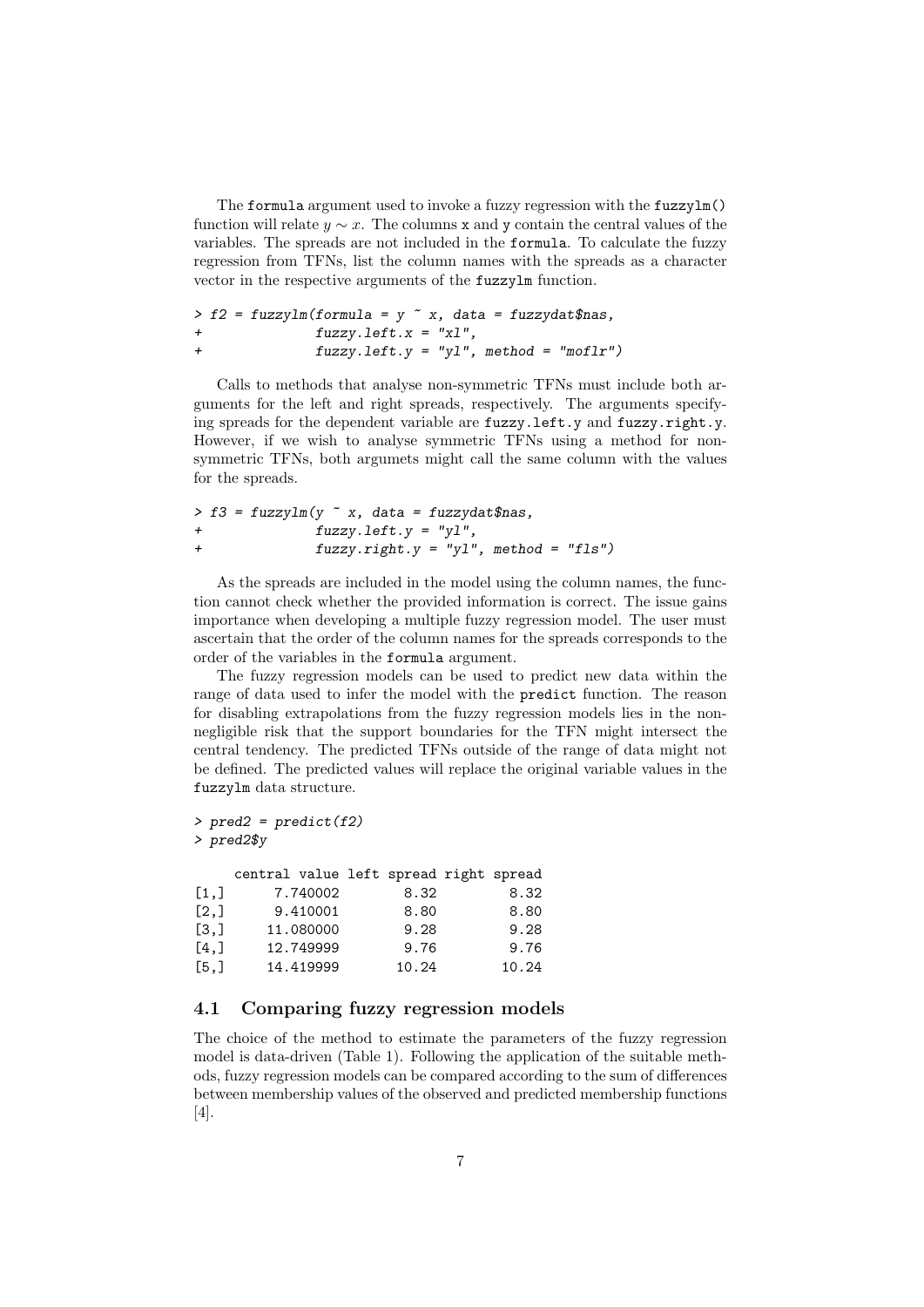The `formula` argument used to invoke a fuzzy regression with the `fuzzylm()` function will relate $y \sim x$. The columns `x` and `y` contain the central values of the variables. The spreads are not included in the `formula`. To calculate the fuzzy regression from TFNs, list the column names with the spreads as a character vector in the respective arguments of the `fuzzylm` function.

```
> f2 = fuzzylm(formula = y ~ x, data = fuzzydat$nas,
+              fuzzy.left.x = "xl",
+              fuzzy.left.y = "yl", method = "moflr")
```

Calls to methods that analyse non-symmetric TFNs must include both arguments for the left and right spreads, respectively. The arguments specifying spreads for the dependent variable are `fuzzy.left.y` and `fuzzy.right.y`. However, if we wish to analyse symmetric TFNs using a method for non-symmetric TFNs, both argumets might call the same column with the values for the spreads.

```
> f3 = fuzzylm(y ~ x, data = fuzzydat$nas,
+              fuzzy.left.y = "yl",
+              fuzzy.right.y = "yl", method = "fls")
```

As the spreads are included in the model using the column names, the function cannot check whether the provided information is correct. The issue gains importance when developing a multiple fuzzy regression model. The user must ascertain that the order of the column names for the spreads corresponds to the order of the variables in the `formula` argument.

The fuzzy regression models can be used to predict new data within the range of data used to infer the model with the `predict` function. The reason for disabling extrapolations from the fuzzy regression models lies in the non-negligible risk that the support boundaries for the TFN might intersect the central tendency. The predicted TFNs outside of the range of data might not be defined. The predicted values will replace the original variable values in the `fuzzylm` data structure.

```
> pred2 = predict(f2)
> pred2$y

     central value left spread right spread
[1,]      7.740002        8.32         8.32
[2,]      9.410001        8.80         8.80
[3,]     11.080000        9.28         9.28
[4,]     12.749999        9.76         9.76
[5,]     14.419999       10.24        10.24
```

## 4.1 Comparing fuzzy regression models

The choice of the method to estimate the parameters of the fuzzy regression model is data-driven (Table 1). Following the application of the suitable methods, fuzzy regression models can be compared according to the sum of differences between membership values of the observed and predicted membership functions [4].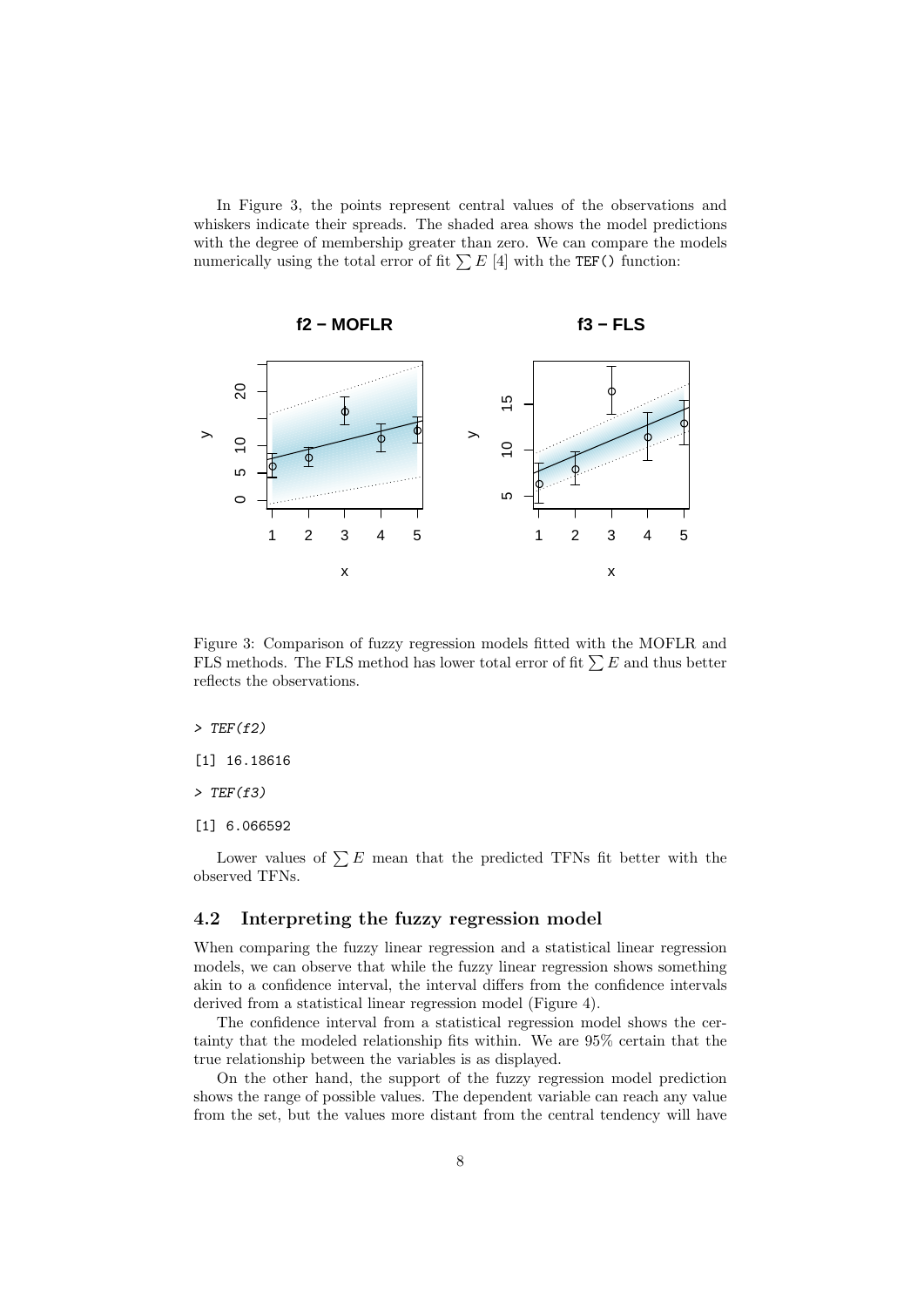In Figure 3, the points represent central values of the observations and whiskers indicate their spreads. The shaded area shows the model predictions with the degree of membership greater than zero. We can compare the models numerically using the total error of fit $\sum E$ [4] with the `TEF()` function:

Figure 3: Comparison of fuzzy regression models fitted with the MOFLR and FLS methods. The FLS method has lower total error of fit $\sum E$ and thus better reflects the observations.

```
> TEF(f2)
[1] 16.18616
> TEF(f3)
[1] 6.066592
```

Lower values of $\sum E$ mean that the predicted TFNs fit better with the observed TFNs.

## 4.2 Interpreting the fuzzy regression model

When comparing the fuzzy linear regression and a statistical linear regression models, we can observe that while the fuzzy linear regression shows something akin to a confidence interval, the interval differs from the confidence intervals derived from a statistical linear regression model (Figure 4).

The confidence interval from a statistical regression model shows the certainty that the modeled relationship fits within. We are 95% certain that the true relationship between the variables is as displayed.

On the other hand, the support of the fuzzy regression model prediction shows the range of possible values. The dependent variable can reach any value from the set, but the values more distant from the central tendency will have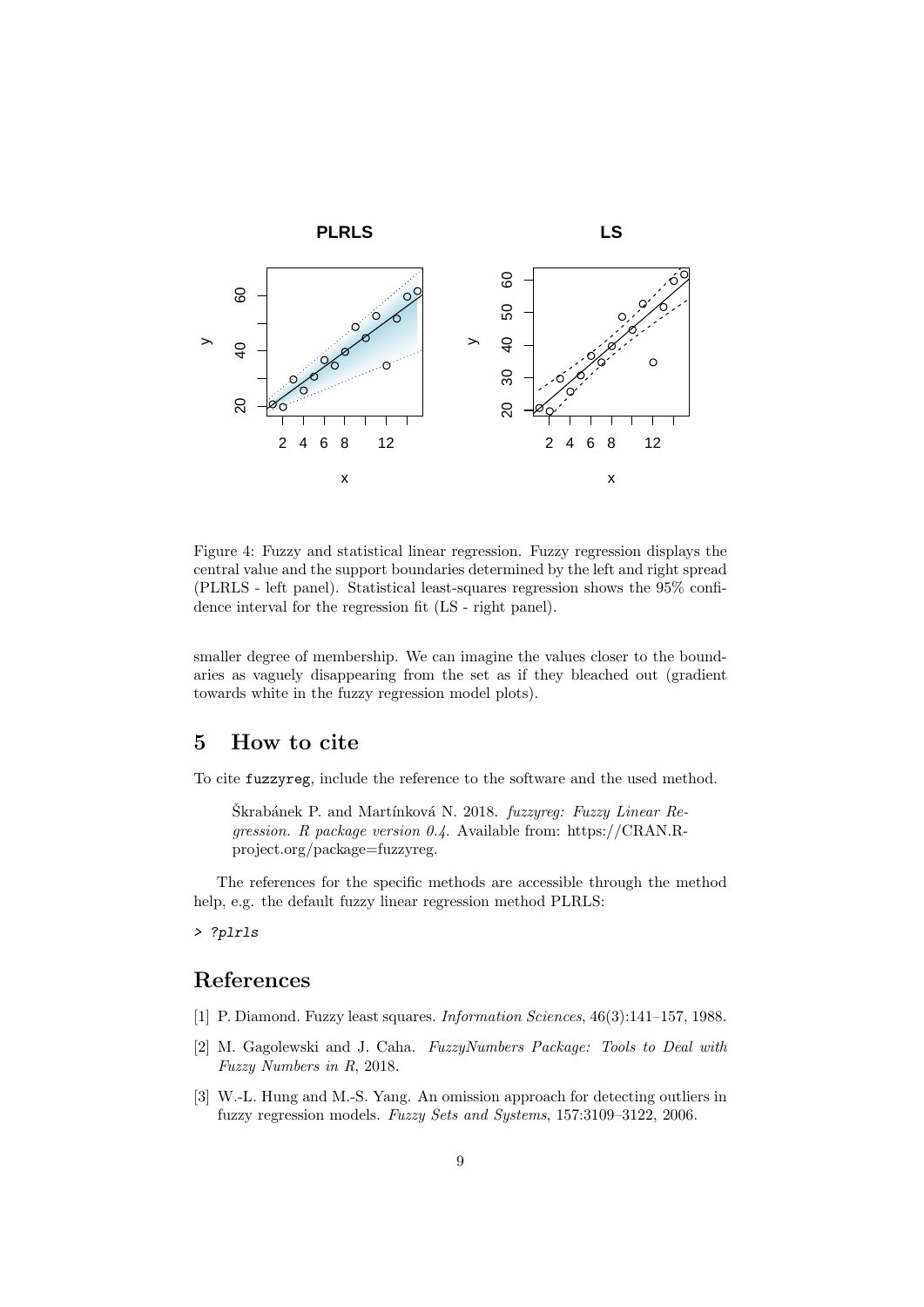Figure 4: Fuzzy and statistical linear regression. Fuzzy regression displays the central value and the support boundaries determined by the left and right spread (PLRLS - left panel). Statistical least-squares regression shows the 95% confidence interval for the regression fit (LS - right panel).

smaller degree of membership. We can imagine the values closer to the boundaries as vaguely disappearing from the set as if they bleached out (gradient towards white in the fuzzy regression model plots).

## 5 How to cite

To cite `fuzzyreg`, include the reference to the software and the used method.

> Škrabánek P. and Martínková N. 2018. *fuzzyreg: Fuzzy Linear Regression. R package version 0.4.* Available from: https://CRAN.R-project.org/package=fuzzyreg.

The references for the specific methods are accessible through the method help, e.g. the default fuzzy linear regression method PLRLS:

```
> ?plrls
```

## References

[1] P. Diamond. Fuzzy least squares. *Information Sciences*, 46(3):141–157, 1988.

[2] M. Gagolewski and J. Caha. *FuzzyNumbers Package: Tools to Deal with Fuzzy Numbers in R*, 2018.

[3] W.-L. Hung and M.-S. Yang. An omission approach for detecting outliers in fuzzy regression models. *Fuzzy Sets and Systems*, 157:3109–3122, 2006.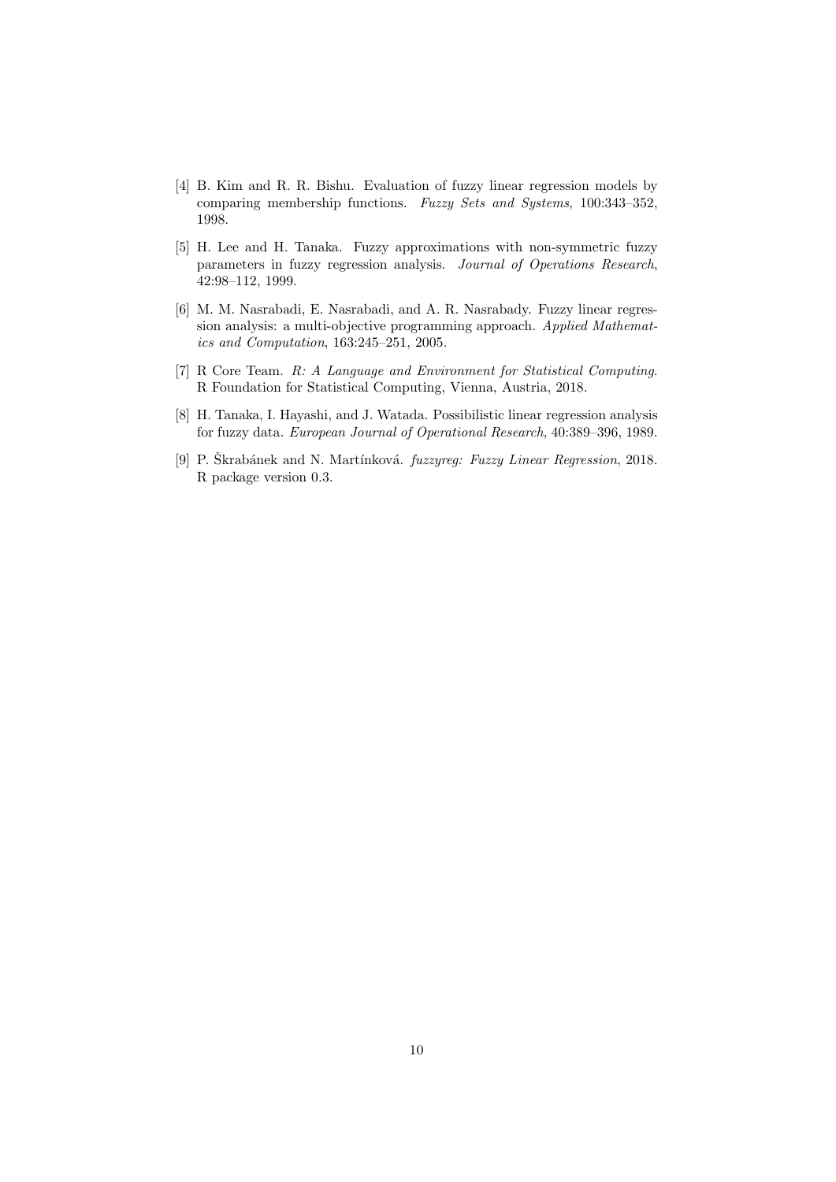[4] B. Kim and R. R. Bishu. Evaluation of fuzzy linear regression models by comparing membership functions. *Fuzzy Sets and Systems*, 100:343–352, 1998.

[5] H. Lee and H. Tanaka. Fuzzy approximations with non-symmetric fuzzy parameters in fuzzy regression analysis. *Journal of Operations Research*, 42:98–112, 1999.

[6] M. M. Nasrabadi, E. Nasrabadi, and A. R. Nasrabady. Fuzzy linear regression analysis: a multi-objective programming approach. *Applied Mathematics and Computation*, 163:245–251, 2005.

[7] R Core Team. *R: A Language and Environment for Statistical Computing*. R Foundation for Statistical Computing, Vienna, Austria, 2018.

[8] H. Tanaka, I. Hayashi, and J. Watada. Possibilistic linear regression analysis for fuzzy data. *European Journal of Operational Research*, 40:389–396, 1989.

[9] P. Škrabánek and N. Martínková. *fuzzyreg: Fuzzy Linear Regression*, 2018. R package version 0.3.